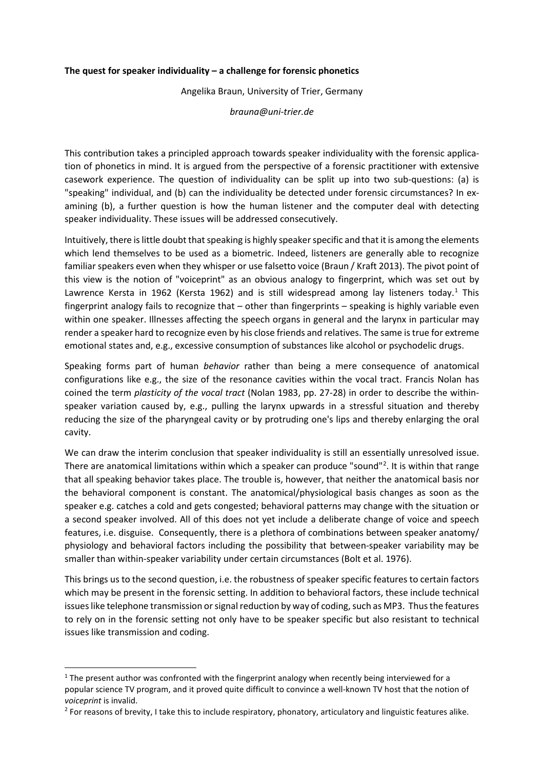**The quest for speaker individuality – a challenge for forensic phonetics**

Angelika Braun, University of Trier, Germany

*brauna@uni-trier.de*

This contribution takes a principled approach towards speaker individuality with the forensic application of phonetics in mind. It is argued from the perspective of a forensic practitioner with extensive casework experience. The question of individuality can be split up into two sub-questions: (a) is "speaking" individual, and (b) can the individuality be detected under forensic circumstances? In examining (b), a further question is how the human listener and the computer deal with detecting speaker individuality. These issues will be addressed consecutively.

Intuitively, there is little doubt that speaking is highly speaker specific and that it is among the elements which lend themselves to be used as a biometric. Indeed, listeners are generally able to recognize familiar speakers even when they whisper or use falsetto voice (Braun / Kraft 2013). The pivot point of this view is the notion of "voiceprint" as an obvious analogy to fingerprint, which was set out by Lawrence Kersta in 1962 (Kersta 1962) and is still widespread among lay listeners today.[1] This fingerprint analogy fails to recognize that – other than fingerprints – speaking is highly variable even within one speaker. Illnesses affecting the speech organs in general and the larynx in particular may render a speaker hard to recognize even by his close friends and relatives. The same is true for extreme emotional states and, e.g., excessive consumption of substances like alcohol or psychodelic drugs.

Speaking forms part of human *behavior* rather than being a mere consequence of anatomical configurations like e.g., the size of the resonance cavities within the vocal tract. Francis Nolan has coined the term *plasticity of the vocal tract* (Nolan 1983, pp. 27-28) in order to describe the within-speaker variation caused by, e.g., pulling the larynx upwards in a stressful situation and thereby reducing the size of the pharyngeal cavity or by protruding one's lips and thereby enlarging the oral cavity.

We can draw the interim conclusion that speaker individuality is still an essentially unresolved issue. There are anatomical limitations within which a speaker can produce "sound"[2]. It is within that range that all speaking behavior takes place. The trouble is, however, that neither the anatomical basis nor the behavioral component is constant. The anatomical/physiological basis changes as soon as the speaker e.g. catches a cold and gets congested; behavioral patterns may change with the situation or a second speaker involved. All of this does not yet include a deliberate change of voice and speech features, i.e. disguise. Consequently, there is a plethora of combinations between speaker anatomy/ physiology and behavioral factors including the possibility that between-speaker variability may be smaller than within-speaker variability under certain circumstances (Bolt et al. 1976).

This brings us to the second question, i.e. the robustness of speaker specific features to certain factors which may be present in the forensic setting. In addition to behavioral factors, these include technical issues like telephone transmission or signal reduction by way of coding, such as MP3. Thus the features to rely on in the forensic setting not only have to be speaker specific but also resistant to technical issues like transmission and coding.

[1] The present author was confronted with the fingerprint analogy when recently being interviewed for a popular science TV program, and it proved quite difficult to convince a well-known TV host that the notion of *voiceprint* is invalid.

[2] For reasons of brevity, I take this to include respiratory, phonatory, articulatory and linguistic features alike.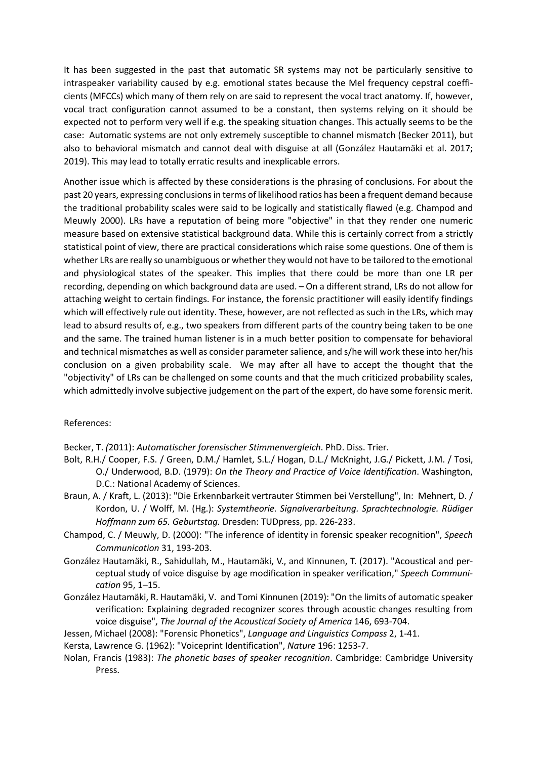It has been suggested in the past that automatic SR systems may not be particularly sensitive to intraspeaker variability caused by e.g. emotional states because the Mel frequency cepstral coefficients (MFCCs) which many of them rely on are said to represent the vocal tract anatomy. If, however, vocal tract configuration cannot assumed to be a constant, then systems relying on it should be expected not to perform very well if e.g. the speaking situation changes. This actually seems to be the case: Automatic systems are not only extremely susceptible to channel mismatch (Becker 2011), but also to behavioral mismatch and cannot deal with disguise at all (González Hautamäki et al. 2017; 2019). This may lead to totally erratic results and inexplicable errors.

Another issue which is affected by these considerations is the phrasing of conclusions. For about the past 20 years, expressing conclusions in terms of likelihood ratios has been a frequent demand because the traditional probability scales were said to be logically and statistically flawed (e.g. Champod and Meuwly 2000). LRs have a reputation of being more "objective" in that they render one numeric measure based on extensive statistical background data. While this is certainly correct from a strictly statistical point of view, there are practical considerations which raise some questions. One of them is whether LRs are really so unambiguous or whether they would not have to be tailored to the emotional and physiological states of the speaker. This implies that there could be more than one LR per recording, depending on which background data are used. – On a different strand, LRs do not allow for attaching weight to certain findings. For instance, the forensic practitioner will easily identify findings which will effectively rule out identity. These, however, are not reflected as such in the LRs, which may lead to absurd results of, e.g., two speakers from different parts of the country being taken to be one and the same. The trained human listener is in a much better position to compensate for behavioral and technical mismatches as well as consider parameter salience, and s/he will work these into her/his conclusion on a given probability scale. We may after all have to accept the thought that the "objectivity" of LRs can be challenged on some counts and that the much criticized probability scales, which admittedly involve subjective judgement on the part of the expert, do have some forensic merit.

References:

Becker, T. (2011): *Automatischer forensischer Stimmenvergleich*. PhD. Diss. Trier.

Bolt, R.H./ Cooper, F.S. / Green, D.M./ Hamlet, S.L./ Hogan, D.L./ McKnight, J.G./ Pickett, J.M. / Tosi, O./ Underwood, B.D. (1979): *On the Theory and Practice of Voice Identification*. Washington, D.C.: National Academy of Sciences.

Braun, A. / Kraft, L. (2013): "Die Erkennbarkeit vertrauter Stimmen bei Verstellung", In: Mehnert, D. / Kordon, U. / Wolff, M. (Hg.): *Systemtheorie. Signalverarbeitung. Sprachtechnologie. Rüdiger Hoffmann zum 65. Geburtstag.* Dresden: TUDpress, pp. 226-233.

Champod, C. / Meuwly, D. (2000): "The inference of identity in forensic speaker recognition", *Speech Communication* 31, 193-203.

González Hautamäki, R., Sahidullah, M., Hautamäki, V., and Kinnunen, T. (2017). "Acoustical and perceptual study of voice disguise by age modification in speaker verification," *Speech Communication* 95, 1–15.

González Hautamäki, R. Hautamäki, V. and Tomi Kinnunen (2019): "On the limits of automatic speaker verification: Explaining degraded recognizer scores through acoustic changes resulting from voice disguise", *The Journal of the Acoustical Society of America* 146, 693-704.

Jessen, Michael (2008): "Forensic Phonetics", *Language and Linguistics Compass* 2, 1-41.

Kersta, Lawrence G. (1962): "Voiceprint Identification", *Nature* 196: 1253-7.

Nolan, Francis (1983): *The phonetic bases of speaker recognition*. Cambridge: Cambridge University Press.